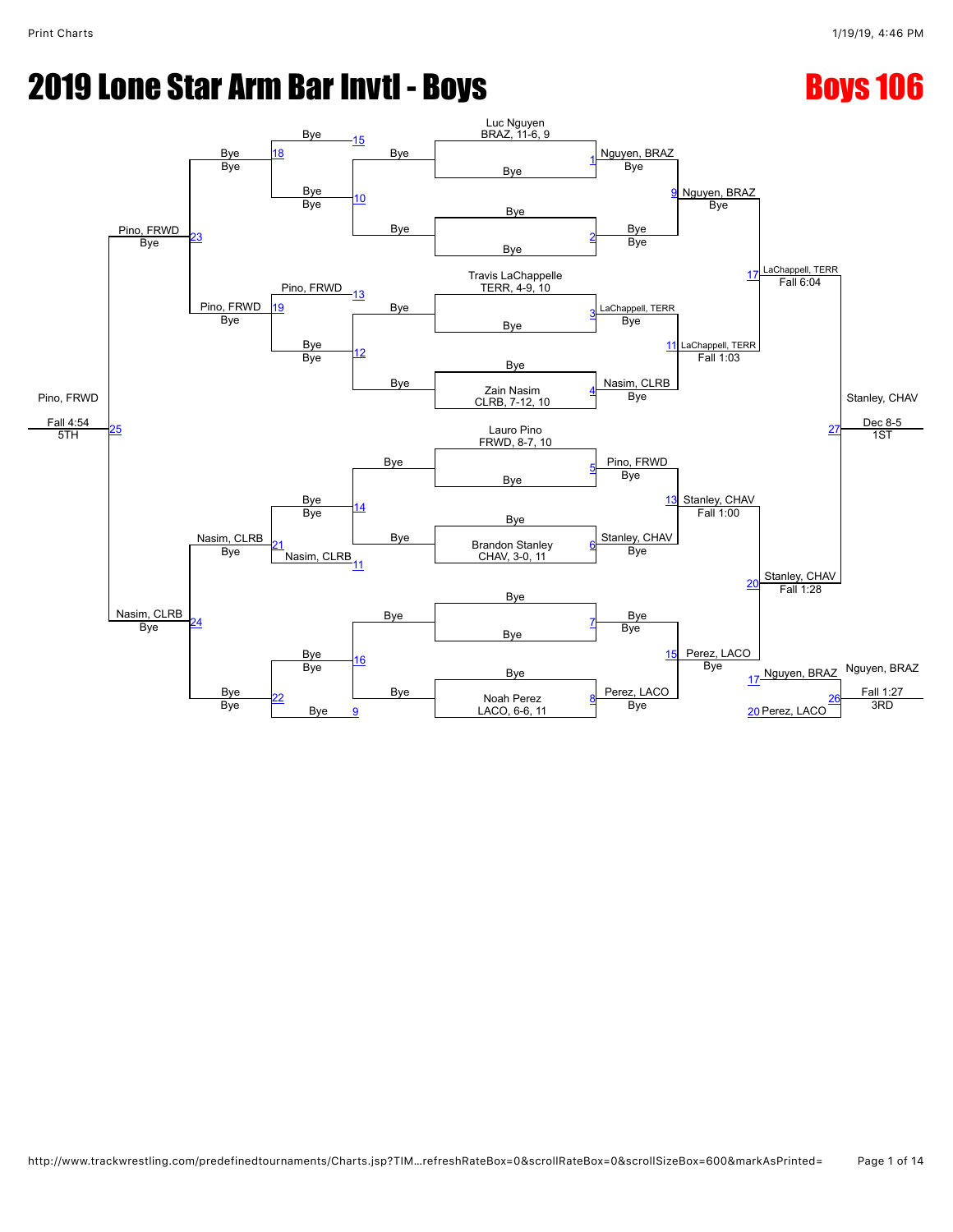# 2019 Lone Star Arm Bar Invtl - Boys

## Boys 106

### Championship Bracket

**First Round**

| Match | Wrestler 1 | Wrestler 2 | Winner | Result |
|---|---|---|---|---|
| 1 | Luc Nguyen, BRAZ, 11-6, 9 | Bye | Nguyen, BRAZ | Bye |
| 2 | Bye | Bye | Bye | Bye |
| 3 | Travis LaChappelle, TERR, 4-9, 10 | Bye | LaChappell, TERR | Bye |
| 4 | Bye | Zain Nasim, CLRB, 7-12, 10 | Nasim, CLRB | Bye |
| 5 | Lauro Pino, FRWD, 8-7, 10 | Bye | Pino, FRWD | Bye |
| 6 | Bye | Brandon Stanley, CHAV, 3-0, 11 | Stanley, CHAV | Bye |
| 7 | Bye | Bye | Bye | Bye |
| 8 | Bye | Noah Perez, LACO, 6-6, 11 | Perez, LACO | Bye |

**Quarterfinals**

| Match | Winner | Result |
|---|---|---|
| 9 | Nguyen, BRAZ | Bye |
| 11 | LaChappell, TERR | Fall 1:03 |
| 13 | Stanley, CHAV | Fall 1:00 |
| 15 | Perez, LACO | Bye |

**Semifinals**

| Match | Winner | Result |
|---|---|---|
| 17 | LaChappell, TERR | Fall 6:04 |
| 20 | Stanley, CHAV | Fall 1:28 |

**Final**

| Match | Winner | Result | Place |
|---|---|---|---|
| 27 | Stanley, CHAV | Dec 8-5 | 1ST |

### Consolation Bracket

| Match | Wrestler 1 | Wrestler 2 | Winner | Result |
|---|---|---|---|---|
| 15 | Bye | | Bye | |
| 10 | Bye | Bye | Bye | Bye |
| 13 | Pino, FRWD | | Pino, FRWD | |
| 12 | Bye | Bye | Bye | Bye |
| 14 | Bye | Bye | Bye | Bye |
| 11 | Nasim, CLRB | | Nasim, CLRB | |
| 16 | Bye | Bye | Bye | Bye |
| 9 | Bye | | Bye | |
| 18 | Bye | Bye | Bye | Bye |
| 19 | Pino, FRWD | Bye | Pino, FRWD | Bye |
| 21 | Bye | Nasim, CLRB | Nasim, CLRB | Bye |
| 22 | Bye | Bye | Bye | Bye |
| 23 | | | Pino, FRWD | Bye |
| 24 | | | Nasim, CLRB | Bye |
| 25 | Pino, FRWD | Nasim, CLRB | Pino, FRWD | Fall 4:54 (5TH) |

### 3rd Place Match

| Match | Wrestler 1 | Wrestler 2 | Winner | Result | Place |
|---|---|---|---|---|---|
| 26 | Nguyen, BRAZ (L17) | Perez, LACO (L20) | Nguyen, BRAZ | Fall 1:27 | 3RD |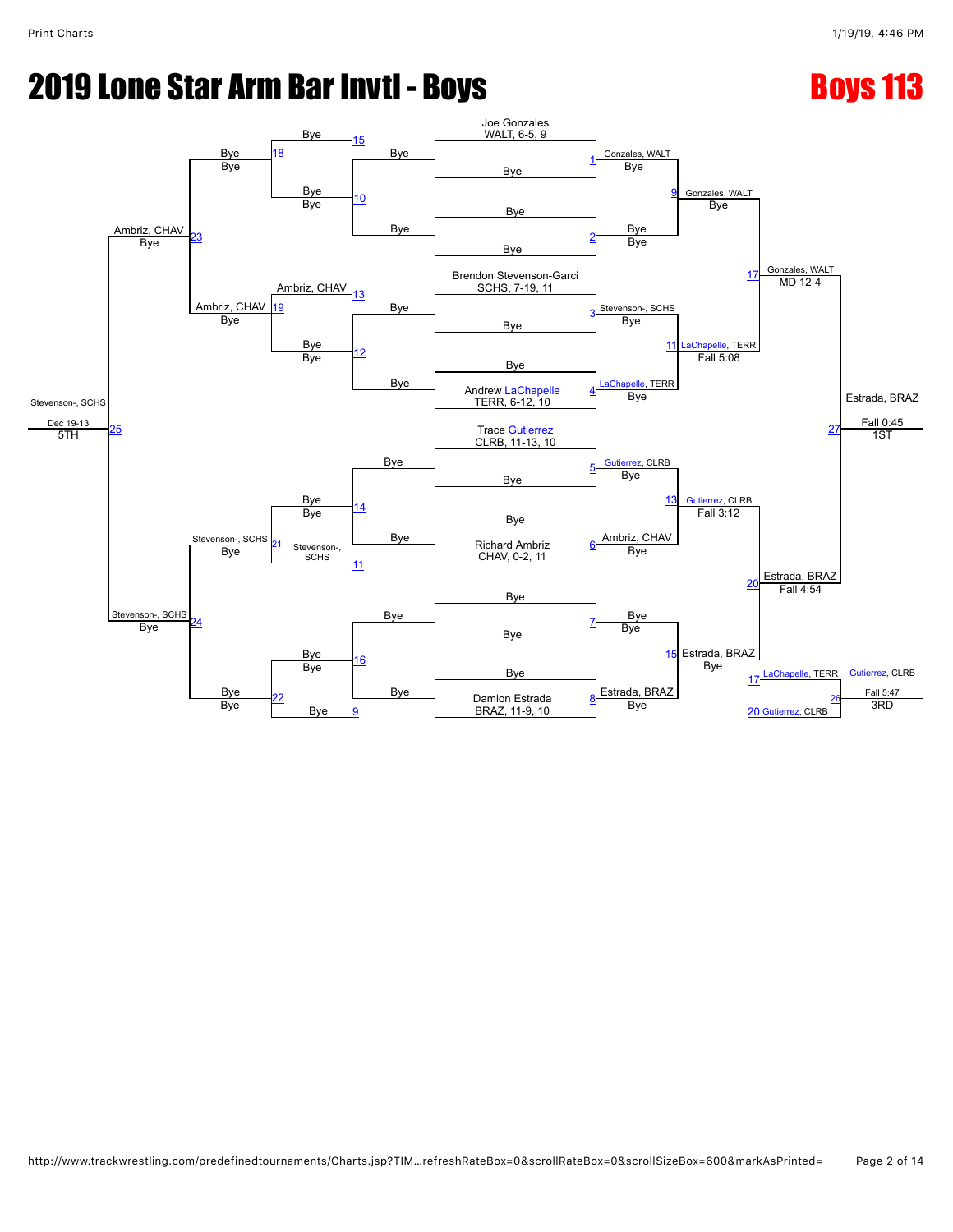# 2019 Lone Star Arm Bar Invtl - Boys

## Boys 113

### Championship Bracket

**Match 1:** Joe Gonzales, WALT, 6-5, 9 vs Bye → Gonzales, WALT (Bye)

**Match 2:** Bye vs Bye → Bye (Bye)

**Match 3:** Brendon Stevenson-Garci, SCHS, 7-19, 11 vs Bye → Stevenson-, SCHS (Bye)

**Match 4:** Bye vs Andrew LaChapelle, TERR, 6-12, 10 → LaChapelle, TERR (Bye)

**Match 5:** Trace Gutierrez, CLRB, 11-13, 10 vs Bye → Gutierrez, CLRB (Bye)

**Match 6:** Bye vs Richard Ambriz, CHAV, 0-2, 11 → Ambriz, CHAV (Bye)

**Match 7:** Bye vs Bye → Bye (Bye)

**Match 8:** Bye vs Damion Estrada, BRAZ, 11-9, 10 → Estrada, BRAZ (Bye)

**Match 9:** Gonzales, WALT vs Bye → Gonzales, WALT (Bye)

**Match 11:** Stevenson-, SCHS vs LaChapelle, TERR → LaChapelle, TERR (Fall 5:08)

**Match 13:** Gutierrez, CLRB vs Ambriz, CHAV → Gutierrez, CLRB (Fall 3:12)

**Match 15:** Bye vs Estrada, BRAZ → Estrada, BRAZ (Bye)

**Match 17:** Gonzales, WALT vs LaChapelle, TERR → Gonzales, WALT (MD 12-4)

**Match 20:** Gutierrez, CLRB vs Estrada, BRAZ → Estrada, BRAZ (Fall 4:54)

**Match 27 (1ST):** Gonzales, WALT vs Estrada, BRAZ → Estrada, BRAZ (Fall 0:45)

### Consolation Bracket

**Match 15:** Bye vs Bye → Bye

**Match 10:** Bye vs Bye → Bye

**Match 18:** Bye vs Bye → Bye (Bye)

**Match 13:** Ambriz, CHAV

**Match 12:** Bye vs Bye → Bye

**Match 19:** Ambriz, CHAV vs Bye → Ambriz, CHAV (Bye)

**Match 23:** Bye vs Ambriz, CHAV → Ambriz, CHAV (Bye)

**Match 14:** Bye vs Bye → Bye (Bye)

**Match 11:** Stevenson-, SCHS

**Match 21:** Bye vs Stevenson-, SCHS → Stevenson-, SCHS (Bye)

**Match 16:** Bye vs Bye → Bye (Bye)

**Match 9:** Bye

**Match 22:** Bye vs Bye → Bye (Bye)

**Match 24:** Stevenson-, SCHS vs Bye → Stevenson-, SCHS (Bye)

**Match 25 (5TH):** Ambriz, CHAV vs Stevenson-, SCHS → Stevenson-, SCHS (Dec 19-13)

**Match 26 (3RD):** 17 LaChapelle, TERR vs 20 Gutierrez, CLRB → Gutierrez, CLRB (Fall 5:47)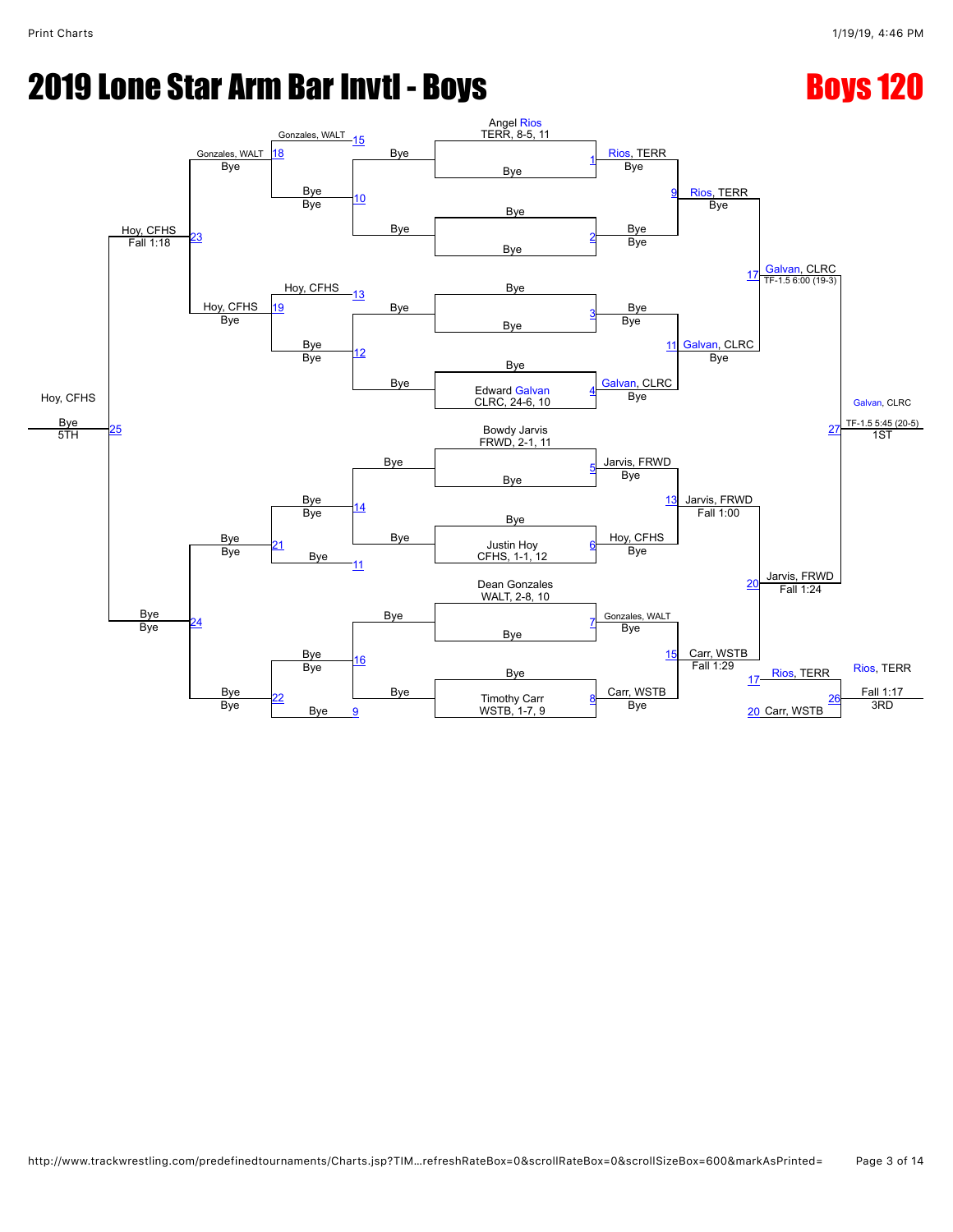# 2019 Lone Star Arm Bar Invtl - Boys

## Boys 120

### Championship Bracket

| Bout | Wrestler 1 | Wrestler 2 | Winner | Result |
|---|---|---|---|---|
| 1 | Angel Rios, TERR, 8-5, 11 | Bye | Rios, TERR | Bye |
| 2 | Bye | Bye | Bye | Bye |
| 3 | Bye | Bye | Bye | Bye |
| 4 | Bye | Edward Galvan, CLRC, 24-6, 10 | Galvan, CLRC | Bye |
| 5 | Bowdy Jarvis, FRWD, 2-1, 11 | Bye | Jarvis, FRWD | Bye |
| 6 | Bye | Justin Hoy, CFHS, 1-1, 12 | Hoy, CFHS | Bye |
| 7 | Dean Gonzales, WALT, 2-8, 10 | Bye | Gonzales, WALT | Bye |
| 8 | Bye | Timothy Carr, WSTB, 1-7, 9 | Carr, WSTB | Bye |
| 9 | Rios, TERR | Bye | Rios, TERR | Bye |
| 11 | Bye | Galvan, CLRC | Galvan, CLRC | Bye |
| 13 | Jarvis, FRWD | Hoy, CFHS | Jarvis, FRWD | Fall 1:00 |
| 15 | Gonzales, WALT | Carr, WSTB | Carr, WSTB | Fall 1:29 |
| 17 | Rios, TERR | Galvan, CLRC | Galvan, CLRC | TF-1.5 6:00 (19-3) |
| 20 | Jarvis, FRWD | Carr, WSTB | Jarvis, FRWD | Fall 1:24 |
| 27 | Galvan, CLRC | Jarvis, FRWD | Galvan, CLRC (1ST) | TF-1.5 5:45 (20-5) |

### Consolation Bracket

| Bout | Wrestler 1 | Wrestler 2 | Winner | Result |
|---|---|---|---|---|
| 10 | Bye | Bye | Bye | Bye |
| 12 | Bye | Bye | Bye | Bye |
| 14 | Bye | Bye | Bye | Bye |
| 16 | Bye | Bye | Bye | Bye |
| 18 | Gonzales, WALT (L15) | Bye | Gonzales, WALT | Bye |
| 19 | Hoy, CFHS (L13) | Bye | Hoy, CFHS | Bye |
| 21 | Bye | Bye (L11) | Bye | Bye |
| 22 | Bye | Bye (L9) | Bye | Bye |
| 23 | Gonzales, WALT | Hoy, CFHS | Hoy, CFHS | Fall 1:18 |
| 24 | Bye | Bye | Bye | Bye |
| 25 | Hoy, CFHS | Bye | Hoy, CFHS (5TH) | Bye |
| 26 | Rios, TERR (L17) | Carr, WSTB (L20) | Rios, TERR (3RD) | Fall 1:17 |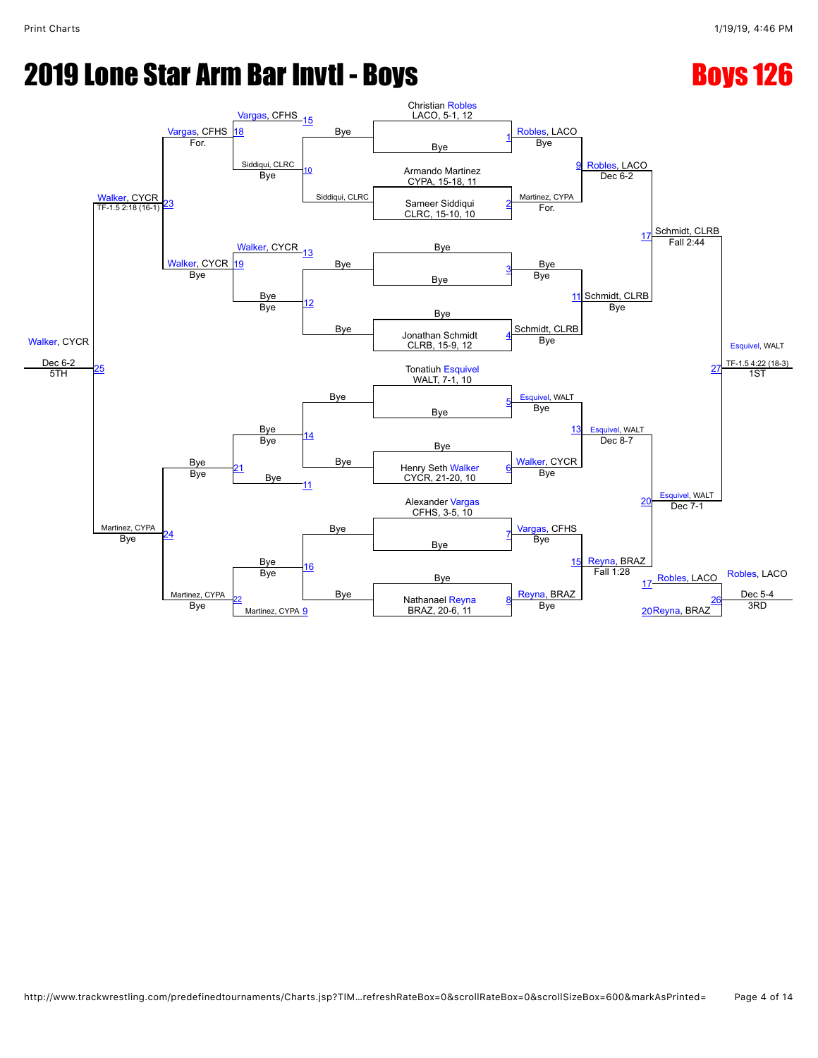# 2019 Lone Star Arm Bar Invtl - Boys

## Boys 126

### Championship Bracket

| Match | Wrestler A | Wrestler B | Winner | Result |
|---|---|---|---|---|
| 1 | Christian Robles, LACO, 5-1, 12 | Bye | Robles, LACO | Bye |
| 2 | Armando Martinez, CYPA, 15-18, 11 | Sameer Siddiqui, CLRC, 15-10, 10 | Martinez, CYPA | For. |
| 3 | Bye | Bye | Bye | Bye |
| 4 | Bye | Jonathan Schmidt, CLRB, 15-9, 12 | Schmidt, CLRB | Bye |
| 5 | Tonatiuh Esquivel, WALT, 7-1, 10 | Bye | Esquivel, WALT | Bye |
| 6 | Bye | Henry Seth Walker, CYCR, 21-20, 10 | Walker, CYCR | Bye |
| 7 | Alexander Vargas, CFHS, 3-5, 10 | Bye | Vargas, CFHS | Bye |
| 8 | Bye | Nathanael Reyna, BRAZ, 20-6, 11 | Reyna, BRAZ | Bye |
| 9 | Robles, LACO | Martinez, CYPA | Robles, LACO | Dec 6-2 |
| 11 | Bye | Schmidt, CLRB | Schmidt, CLRB | Bye |
| 13 | Esquivel, WALT | Walker, CYCR | Esquivel, WALT | Dec 8-7 |
| 15 | Vargas, CFHS | Reyna, BRAZ | Reyna, BRAZ | Fall 1:28 |
| 17 | Robles, LACO | Schmidt, CLRB | Schmidt, CLRB | Fall 2:44 |
| 20 | Esquivel, WALT | Reyna, BRAZ | Esquivel, WALT | Dec 7-1 |
| 27 | Schmidt, CLRB | Esquivel, WALT | Esquivel, WALT | TF-1.5 4:22 (18-3) — 1ST |

### Consolation Bracket

| Match | Wrestler A | Wrestler B | Winner | Result |
|---|---|---|---|---|
| 10 | Bye | Siddiqui, CLRC | Siddiqui, CLRC | Bye |
| 12 | Bye | Bye | Bye | Bye |
| 14 | Bye | Bye | Bye | Bye |
| 16 | Bye | Bye | Bye | Bye |
| 15 | Vargas, CFHS | Siddiqui, CLRC | Vargas, CFHS | |
| 13 | Walker, CYCR | Bye | Walker, CYCR | |
| 11 | Bye | Bye | Bye | |
| 9 | Martinez, CYPA | Bye | Martinez, CYPA | |
| 18 | Vargas, CFHS | Siddiqui, CLRC | Vargas, CFHS | For. |
| 19 | Walker, CYCR | Bye | Walker, CYCR | Bye |
| 21 | Bye | Bye | Bye | Bye |
| 22 | Martinez, CYPA | Bye | Martinez, CYPA | Bye |
| 23 | Vargas, CFHS | Walker, CYCR | Walker, CYCR | TF-1.5 2:18 (16-1) |
| 24 | Bye | Martinez, CYPA | Martinez, CYPA | Bye |
| 25 | Walker, CYCR | Martinez, CYPA | Walker, CYCR | Dec 6-2 — 5TH |
| 26 | Robles, LACO (L17) | Reyna, BRAZ (L20) | Robles, LACO | Dec 5-4 — 3RD |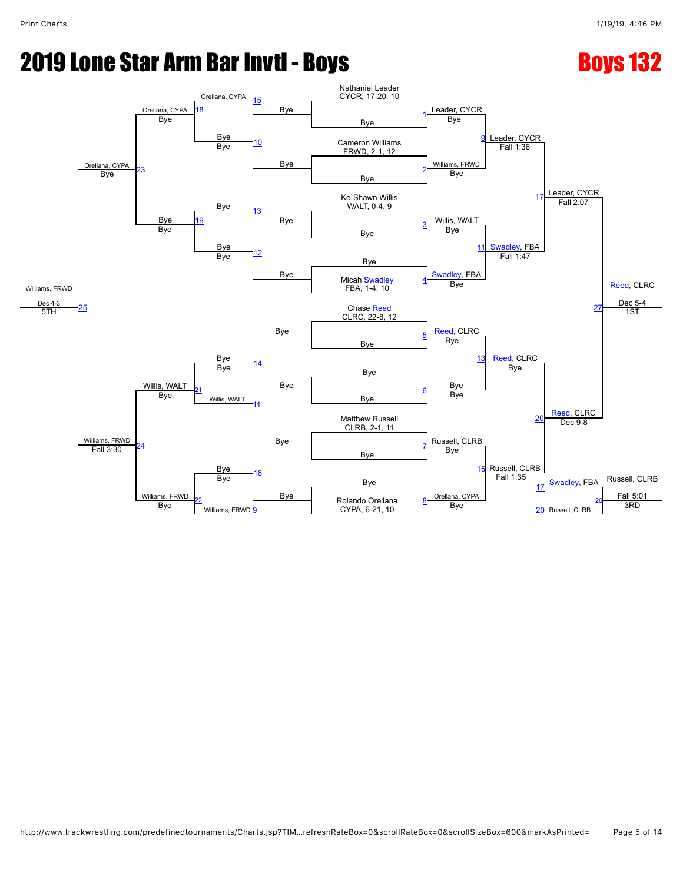# 2019 Lone Star Arm Bar Invtl - Boys

## Boys 132

### Championship Bracket

**Seeds / First Round**

| Match | Wrestler | Opponent | Winner |
|---|---|---|---|
| 1 | Nathaniel Leader, CYCR, 17-20, 10 | Bye | Leader, CYCR — Bye |
| 2 | Cameron Williams, FRWD, 2-1, 12 | Bye | Williams, FRWD — Bye |
| 3 | Ke`Shawn Willis, WALT, 0-4, 9 | Bye | Willis, WALT — Bye |
| 4 | Micah Swadley, FBA, 1-4, 10 | Bye | Swadley, FBA — Bye |
| 5 | Chase Reed, CLRC, 22-8, 12 | Bye | Reed, CLRC — Bye |
| 6 | Bye | Bye | Bye — Bye |
| 7 | Matthew Russell, CLRB, 2-1, 11 | Bye | Russell, CLRB — Bye |
| 8 | Rolando Orellana, CYPA, 6-21, 10 | Bye | Orellana, CYPA — Bye |

**Quarterfinals**

| Match | Winner | Result |
|---|---|---|
| 9 | Leader, CYCR | Fall 1:36 |
| 11 | Swadley, FBA | Fall 1:47 |
| 13 | Reed, CLRC | Bye |
| 15 | Russell, CLRB | Fall 1:35 |

**Semifinals**

| Match | Winner | Result |
|---|---|---|
| 17 | Leader, CYCR | Fall 2:07 |
| 20 | Reed, CLRC | Dec 9-8 |

**Final**

| Match | Winner | Result | Place |
|---|---|---|---|
| 27 | Reed, CLRC | Dec 5-4 | 1ST |

**3rd Place**

| Match | Wrestlers | Winner | Result | Place |
|---|---|---|---|---|
| 26 | Swadley, FBA (L17) vs Russell, CLRB (L20) | Russell, CLRB | Fall 5:01 | 3RD |

### Consolation Bracket

| Match | Wrestlers | Winner | Result |
|---|---|---|---|
| 10 | Bye vs Bye | Bye | Bye |
| 12 | Bye vs Bye | Bye | Bye |
| 14 | Bye vs Bye | Bye | Bye |
| 16 | Bye vs Bye | Bye | Bye |
| 18 | Orellana, CYPA (L15) vs Bye | Orellana, CYPA | Bye |
| 19 | Bye (L13) vs Bye | Bye | Bye |
| 21 | Willis, WALT (L11) vs Bye | Willis, WALT | Bye |
| 22 | Williams, FRWD (L9) vs Bye | Williams, FRWD | Bye |
| 23 | Orellana, CYPA vs Bye | Orellana, CYPA | Bye |
| 24 | Willis, WALT vs Williams, FRWD | Williams, FRWD | Fall 3:30 |
| 25 | Orellana, CYPA vs Williams, FRWD | Williams, FRWD | Dec 4-3 (5TH) |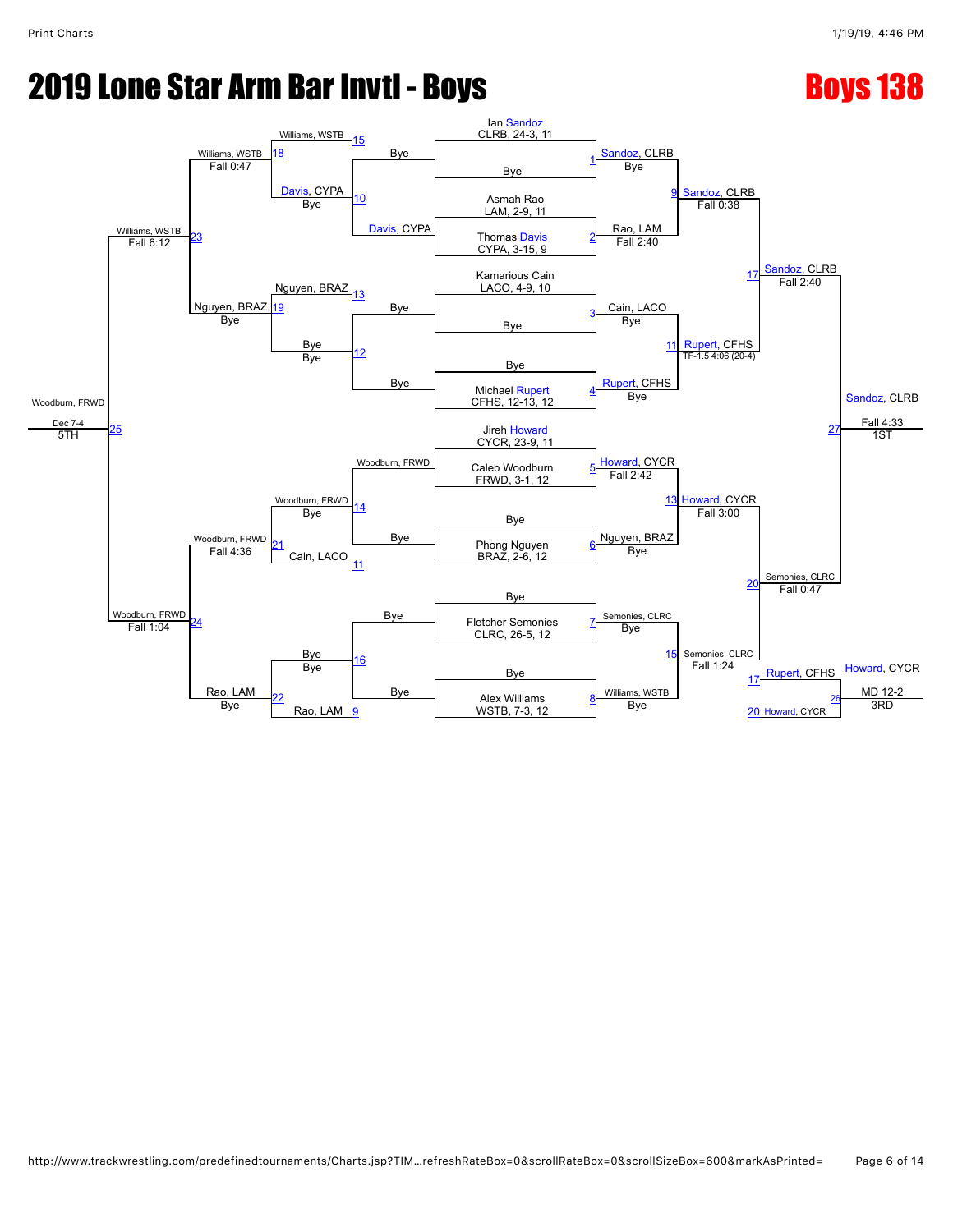# 2019 Lone Star Arm Bar Invtl - Boys

## Boys 138

### Championship Bracket

| Match | Wrestler 1 | Wrestler 2 | Winner | Result |
|---|---|---|---|---|
| 1 | Ian Sandoz, CLRB, 24-3, 11 | Bye | Sandoz, CLRB | Bye |
| 2 | Asmah Rao, LAM, 2-9, 11 | Thomas Davis, CYPA, 3-15, 9 | Rao, LAM | Fall 2:40 |
| 3 | Kamarious Cain, LACO, 4-9, 10 | Bye | Cain, LACO | Bye |
| 4 | Bye | Michael Rupert, CFHS, 12-13, 12 | Rupert, CFHS | Bye |
| 5 | Jireh Howard, CYCR, 23-9, 11 | Caleb Woodburn, FRWD, 3-1, 12 | Howard, CYCR | Fall 2:42 |
| 6 | Bye | Phong Nguyen, BRAZ, 2-6, 12 | Nguyen, BRAZ | Bye |
| 7 | Bye | Fletcher Semonies, CLRC, 26-5, 12 | Semonies, CLRC | Bye |
| 8 | Bye | Alex Williams, WSTB, 7-3, 12 | Williams, WSTB | Bye |
| 9 | Sandoz, CLRB | Rao, LAM | Sandoz, CLRB | Fall 0:38 |
| 11 | Cain, LACO | Rupert, CFHS | Rupert, CFHS | TF-1.5 4:06 (20-4) |
| 13 | Howard, CYCR | Nguyen, BRAZ | Howard, CYCR | Fall 3:00 |
| 15 | Semonies, CLRC | Williams, WSTB | Semonies, CLRC | Fall 1:24 |
| 17 | Sandoz, CLRB | Rupert, CFHS | Sandoz, CLRB | Fall 2:40 |
| 20 | Howard, CYCR | Semonies, CLRC | Semonies, CLRC | Fall 0:47 |
| 27 | Sandoz, CLRB | Semonies, CLRC | Sandoz, CLRB | Fall 4:33 — 1ST |

### Consolation Bracket

| Match | Wrestler 1 | Wrestler 2 | Winner | Result |
|---|---|---|---|---|
| 10 | Bye | Davis, CYPA | Davis, CYPA | Bye |
| 12 | Bye | Bye | Bye | Bye |
| 14 | Woodburn, FRWD | Bye | Woodburn, FRWD | Bye |
| 16 | Bye | Bye | Bye | Bye |
| 15 | Williams, WSTB | Davis, CYPA | | |
| 18 | Williams, WSTB | Davis, CYPA | Williams, WSTB | Fall 0:47 |
| 13 | Nguyen, BRAZ | Bye | | |
| 19 | Nguyen, BRAZ | Bye | Nguyen, BRAZ | Bye |
| 11 | Woodburn, FRWD | Cain, LACO | | |
| 21 | Woodburn, FRWD | Cain, LACO | Woodburn, FRWD | Fall 4:36 |
| 9 | Bye | Rao, LAM | | |
| 22 | Bye | Rao, LAM | Rao, LAM | Bye |
| 23 | Williams, WSTB | Nguyen, BRAZ | Williams, WSTB | Fall 6:12 |
| 24 | Woodburn, FRWD | Rao, LAM | Woodburn, FRWD | Fall 1:04 |
| 25 | Williams, WSTB | Woodburn, FRWD | Woodburn, FRWD | Dec 7-4 — 5TH |
| 26 | Rupert, CFHS (17) | Howard, CYCR (20) | Howard, CYCR | MD 12-2 — 3RD |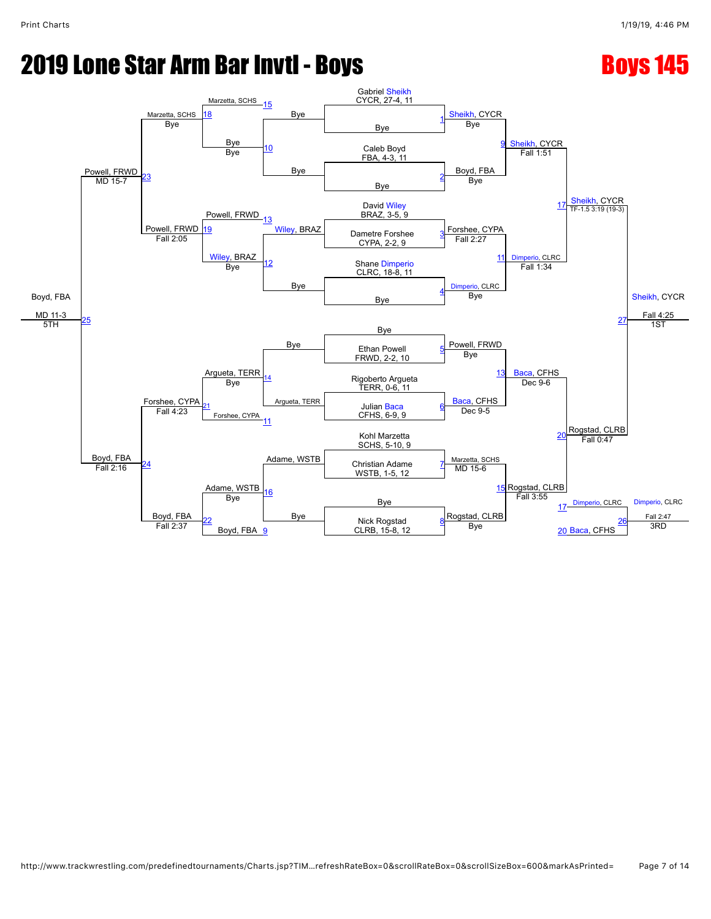# 2019 Lone Star Arm Bar Invtl - Boys

## Boys 145

### Championship Bracket

| Bout | Wrestler 1 | Wrestler 2 | Winner | Result |
| --- | --- | --- | --- | --- |
| 1 | Gabriel Sheikh, CYCR, 27-4, 11 | Bye | Sheikh, CYCR | Bye |
| 2 | Caleb Boyd, FBA, 4-3, 11 | Bye | Boyd, FBA | Bye |
| 3 | David Wiley, BRAZ, 3-5, 9 | Dametre Forshee, CYPA, 2-2, 9 | Forshee, CYPA | Fall 2:27 |
| 4 | Shane Dimperio, CLRC, 18-8, 11 | Bye | Dimperio, CLRC | Bye |
| 5 | Bye | Ethan Powell, FRWD, 2-2, 10 | Powell, FRWD | Bye |
| 6 | Rigoberto Argueta, TERR, 0-6, 11 | Julian Baca, CFHS, 6-9, 9 | Baca, CFHS | Dec 9-5 |
| 7 | Kohl Marzetta, SCHS, 5-10, 9 | Christian Adame, WSTB, 1-5, 12 | Marzetta, SCHS | MD 15-6 |
| 8 | Bye | Nick Rogstad, CLRB, 15-8, 12 | Rogstad, CLRB | Bye |
| 9 | Sheikh, CYCR | Boyd, FBA | Sheikh, CYCR | Fall 1:51 |
| 11 | Forshee, CYPA | Dimperio, CLRC | Dimperio, CLRC | Fall 1:34 |
| 13 | Powell, FRWD | Baca, CFHS | Baca, CFHS | Dec 9-6 |
| 15 | Marzetta, SCHS | Rogstad, CLRB | Rogstad, CLRB | Fall 3:55 |
| 17 | Sheikh, CYCR | Dimperio, CLRC | Sheikh, CYCR | TF-1.5 3:19 (19-3) |
| 20 | Baca, CFHS | Rogstad, CLRB | Rogstad, CLRB | Fall 0:47 |
| 27 | Sheikh, CYCR | Rogstad, CLRB | Sheikh, CYCR (1ST) | Fall 4:25 |

### Consolation Bracket

| Bout | Wrestler 1 | Wrestler 2 | Winner | Result |
| --- | --- | --- | --- | --- |
| 10 | Bye | Bye | Bye | Bye |
| 12 | Wiley, BRAZ | Bye | Wiley, BRAZ | Bye |
| 14 | Bye | Argueta, TERR | Argueta, TERR | Bye |
| 16 | Adame, WSTB | Bye | Adame, WSTB | Bye |
| 15 | Marzetta, SCHS | Bye | Marzetta, SCHS | |
| 13 | Powell, FRWD | Wiley, BRAZ | Powell, FRWD | |
| 11 | Forshee, CYPA | Argueta, TERR | Forshee, CYPA | |
| 9 | Boyd, FBA | Adame, WSTB | Boyd, FBA | |
| 18 | Marzetta, SCHS | Bye | Marzetta, SCHS | Bye |
| 19 | Powell, FRWD | Wiley, BRAZ | Powell, FRWD | Fall 2:05 |
| 21 | Argueta, TERR | Forshee, CYPA | Forshee, CYPA | Fall 4:23 |
| 22 | Adame, WSTB | Boyd, FBA | Boyd, FBA | Fall 2:37 |
| 23 | Marzetta, SCHS | Powell, FRWD | Powell, FRWD | MD 15-7 |
| 24 | Forshee, CYPA | Boyd, FBA | Boyd, FBA | Fall 2:16 |
| 25 | Powell, FRWD | Boyd, FBA | Boyd, FBA (5TH) | MD 11-3 |
| 26 | Dimperio, CLRC (17) | Baca, CFHS (20) | Dimperio, CLRC (3RD) | Fall 2:47 |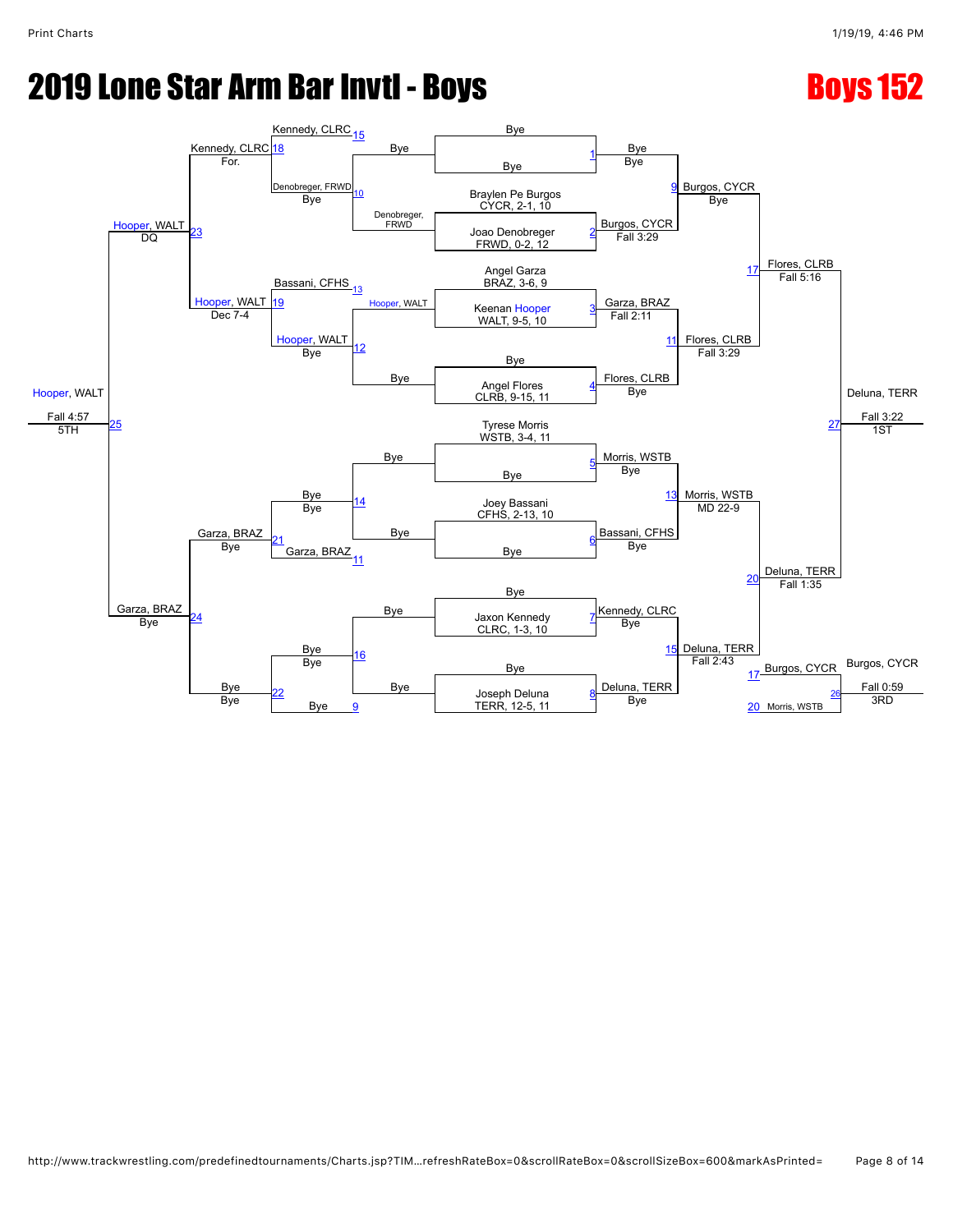# 2019 Lone Star Arm Bar Invtl - Boys

## Boys 152

### Championship Bracket

**Round 1**

| Bout | Wrestler 1 | Wrestler 2 | Winner | Result |
|---|---|---|---|---|
| 1 | Bye | Bye | Bye | Bye |
| 2 | Braylen Pe Burgos CYCR, 2-1, 10 | Joao Denobreger FRWD, 0-2, 12 | Burgos, CYCR | Fall 3:29 |
| 3 | Angel Garza BRAZ, 3-6, 9 | Keenan Hooper WALT, 9-5, 10 | Garza, BRAZ | Fall 2:11 |
| 4 | Bye | Angel Flores CLRB, 9-15, 11 | Flores, CLRB | Bye |
| 5 | Tyrese Morris WSTB, 3-4, 11 | Bye | Morris, WSTB | Bye |
| 6 | Joey Bassani CFHS, 2-13, 10 | Bye | Bassani, CFHS | Bye |
| 7 | Bye | Jaxon Kennedy CLRC, 1-3, 10 | Kennedy, CLRC | Bye |
| 8 | Bye | Joseph Deluna TERR, 12-5, 11 | Deluna, TERR | Bye |

**Quarterfinals**

| Bout | Wrestler 1 | Wrestler 2 | Winner | Result |
|---|---|---|---|---|
| 9 | Bye | Burgos, CYCR | Burgos, CYCR | Bye |
| 11 | Garza, BRAZ | Flores, CLRB | Flores, CLRB | Fall 3:29 |
| 13 | Morris, WSTB | Bassani, CFHS | Morris, WSTB | MD 22-9 |
| 15 | Kennedy, CLRC | Deluna, TERR | Deluna, TERR | Fall 2:43 |

**Semifinals**

| Bout | Wrestler 1 | Wrestler 2 | Winner | Result |
|---|---|---|---|---|
| 17 | Burgos, CYCR | Flores, CLRB | Flores, CLRB | Fall 5:16 |
| 20 | Morris, WSTB | Deluna, TERR | Deluna, TERR | Fall 1:35 |

**Finals (1ST)**

| Bout | Wrestler 1 | Wrestler 2 | Winner | Result |
|---|---|---|---|---|
| 27 | Flores, CLRB | Deluna, TERR | Deluna, TERR | Fall 3:22 |

**3RD Place**

| Bout | Wrestler 1 | Wrestler 2 | Winner | Result |
|---|---|---|---|---|
| 26 | Burgos, CYCR (L 17) | Morris, WSTB (L 20) | Burgos, CYCR | Fall 0:59 |

### Consolation Bracket

| Bout | Wrestler 1 | Wrestler 2 | Winner | Result |
|---|---|---|---|---|
| 10 | Bye | Denobreger, FRWD | Denobreger, FRWD | Bye |
| 12 | Hooper, WALT | Bye | Hooper, WALT | Bye |
| 14 | Bye | Bye | Bye | Bye |
| 16 | Bye | Bye | Bye | Bye |
| 18 | Kennedy, CLRC (L 15) | Denobreger, FRWD (L 10) | Kennedy, CLRC | For. |
| 19 | Bassani, CFHS (L 13) | Hooper, WALT (L 12) | Hooper, WALT | Dec 7-4 |
| 21 | Bye (L 14) | Garza, BRAZ (L 11) | Garza, BRAZ | Bye |
| 22 | Bye (L 16) | Bye (L 9) | Bye | Bye |
| 23 | Kennedy, CLRC | Hooper, WALT | Hooper, WALT | DQ |
| 24 | Garza, BRAZ | Bye | Garza, BRAZ | Bye |

**5TH Place**

| Bout | Wrestler 1 | Wrestler 2 | Winner | Result |
|---|---|---|---|---|
| 25 | Hooper, WALT | Garza, BRAZ | Hooper, WALT | Fall 4:57 |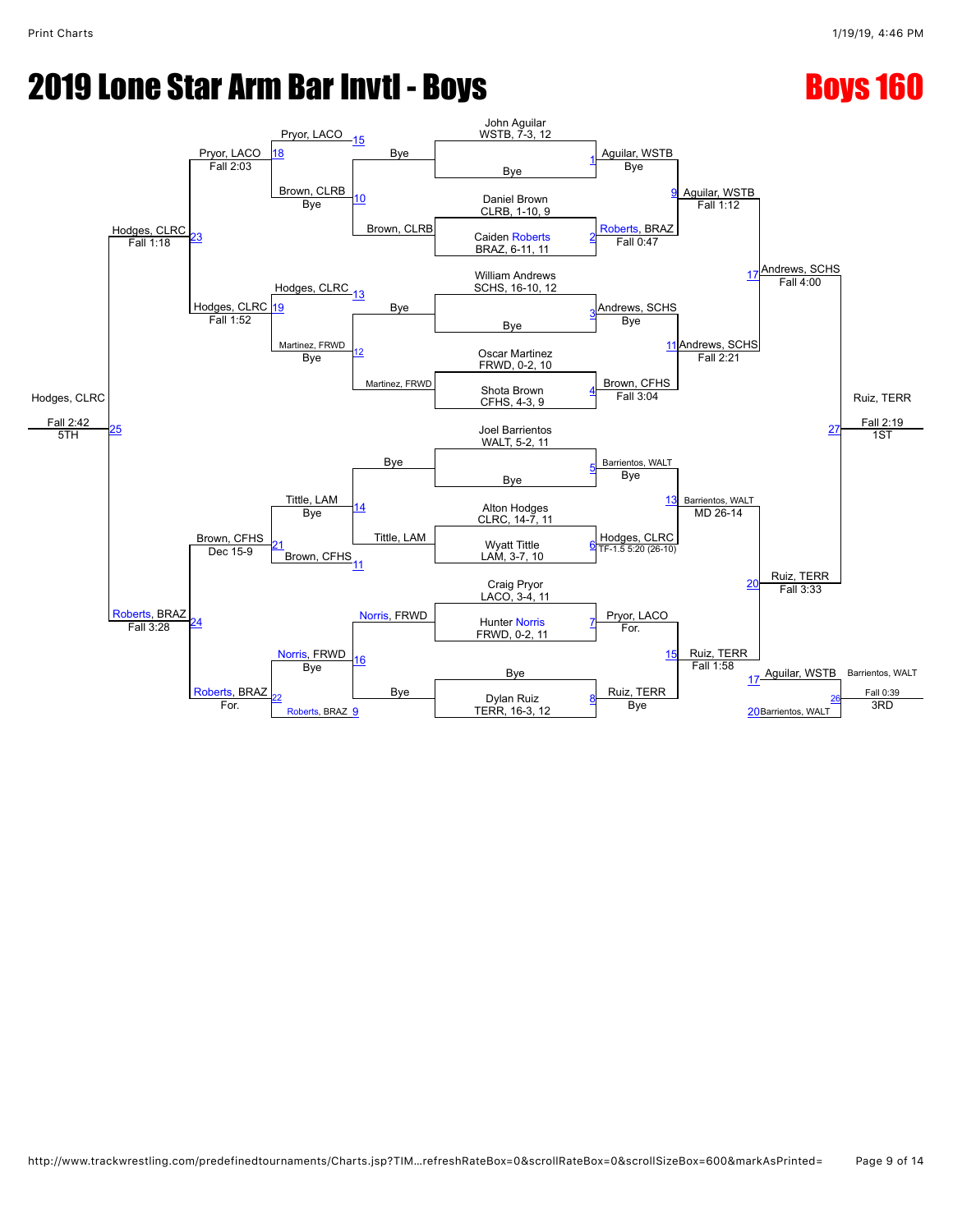# 2019 Lone Star Arm Bar Invtl - Boys

## Boys 160

### Championship Bracket

| Match | Wrestler 1 | Wrestler 2 | Winner | Result |
|---|---|---|---|---|
| 1 | John Aguilar, WSTB, 7-3, 12 | Bye | Aguilar, WSTB | Bye |
| 2 | Daniel Brown, CLRB, 1-10, 9 | Caiden Roberts, BRAZ, 6-11, 11 | Roberts, BRAZ | Fall 0:47 |
| 3 | William Andrews, SCHS, 16-10, 12 | Bye | Andrews, SCHS | Bye |
| 4 | Oscar Martinez, FRWD, 0-2, 10 | Shota Brown, CFHS, 4-3, 9 | Brown, CFHS | Fall 3:04 |
| 5 | Joel Barrientos, WALT, 5-2, 11 | Bye | Barrientos, WALT | Bye |
| 6 | Alton Hodges, CLRC, 14-7, 11 | Wyatt Tittle, LAM, 3-7, 10 | Hodges, CLRC | TF-1.5 5:20 (26-10) |
| 7 | Craig Pryor, LACO, 3-4, 11 | Hunter Norris, FRWD, 0-2, 11 | Pryor, LACO | For. |
| 8 | Bye | Dylan Ruiz, TERR, 16-3, 12 | Ruiz, TERR | Bye |
| 9 | Aguilar, WSTB | Roberts, BRAZ | Aguilar, WSTB | Fall 1:12 |
| 11 | Andrews, SCHS | Brown, CFHS | Andrews, SCHS | Fall 2:21 |
| 13 | Barrientos, WALT | Hodges, CLRC | Barrientos, WALT | MD 26-14 |
| 15 | Pryor, LACO | Ruiz, TERR | Ruiz, TERR | Fall 1:58 |
| 17 | Aguilar, WSTB | Andrews, SCHS | Andrews, SCHS | Fall 4:00 |
| 20 | Barrientos, WALT | Ruiz, TERR | Ruiz, TERR | Fall 3:33 |
| 27 | Andrews, SCHS | Ruiz, TERR | Ruiz, TERR | Fall 2:19 (1ST) |

### Consolation Bracket

| Match | Wrestler 1 | Wrestler 2 | Winner | Result |
|---|---|---|---|---|
| 10 | Bye | Brown, CLRB | Brown, CLRB | Bye |
| 12 | Bye | Martinez, FRWD | Martinez, FRWD | Bye |
| 14 | Bye | Tittle, LAM | Tittle, LAM | Bye |
| 16 | Norris, FRWD | Bye | Norris, FRWD | Bye |
| 18 | Pryor, LACO | Brown, CLRB | Pryor, LACO | Fall 2:03 |
| 19 | Hodges, CLRC | Martinez, FRWD | Hodges, CLRC | Fall 1:52 |
| 21 | Tittle, LAM | Brown, CFHS | Brown, CFHS | Dec 15-9 |
| 22 | Norris, FRWD | Roberts, BRAZ | Roberts, BRAZ | For. |
| 23 | Pryor, LACO | Hodges, CLRC | Hodges, CLRC | Fall 1:18 |
| 24 | Brown, CFHS | Roberts, BRAZ | Roberts, BRAZ | Fall 3:28 |
| 25 | Hodges, CLRC | Roberts, BRAZ | Hodges, CLRC | Fall 2:42 (5TH) |
| 26 | Aguilar, WSTB | Barrientos, WALT | Barrientos, WALT | Fall 0:39 (3RD) |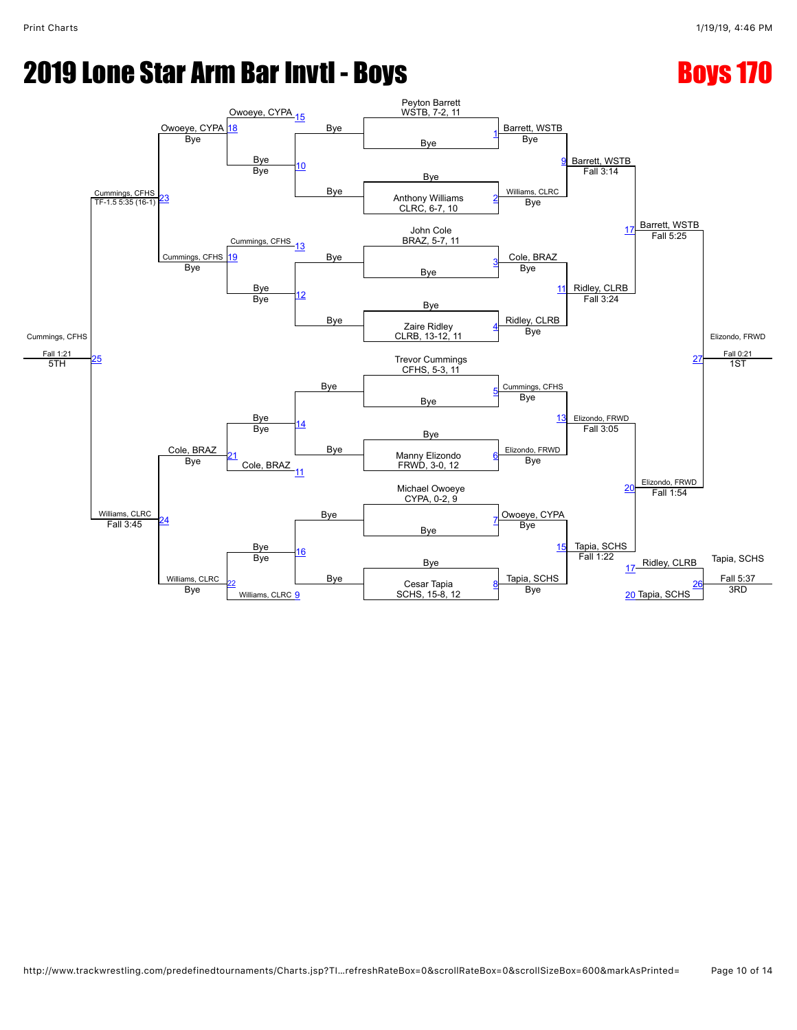# 2019 Lone Star Arm Bar Invtl - Boys

## Boys 170

### Seeds

- Peyton Barrett, WSTB, 7-2, 11
- Anthony Williams, CLRC, 6-7, 10
- John Cole, BRAZ, 5-7, 11
- Zaire Ridley, CLRB, 13-12, 11
- Trevor Cummings, CFHS, 5-3, 11
- Manny Elizondo, FRWD, 3-0, 12
- Michael Owoeye, CYPA, 0-2, 9
- Cesar Tapia, SCHS, 15-8, 12

### Championship Bracket

| Match | Wrestler 1 | Wrestler 2 | Winner | Result |
|---|---|---|---|---|
| 1 | Peyton Barrett, WSTB | Bye | Barrett, WSTB | Bye |
| 2 | Anthony Williams, CLRC | Bye | Williams, CLRC | Bye |
| 3 | John Cole, BRAZ | Bye | Cole, BRAZ | Bye |
| 4 | Zaire Ridley, CLRB | Bye | Ridley, CLRB | Bye |
| 5 | Trevor Cummings, CFHS | Bye | Cummings, CFHS | Bye |
| 6 | Manny Elizondo, FRWD | Bye | Elizondo, FRWD | Bye |
| 7 | Michael Owoeye, CYPA | Bye | Owoeye, CYPA | Bye |
| 8 | Cesar Tapia, SCHS | Bye | Tapia, SCHS | Bye |
| 9 | Barrett, WSTB | Williams, CLRC | Barrett, WSTB | Fall 3:14 |
| 11 | Cole, BRAZ | Ridley, CLRB | Ridley, CLRB | Fall 3:24 |
| 13 | Cummings, CFHS | Elizondo, FRWD | Elizondo, FRWD | Fall 3:05 |
| 15 | Owoeye, CYPA | Tapia, SCHS | Tapia, SCHS | Fall 1:22 |
| 17 | Barrett, WSTB | Ridley, CLRB | Barrett, WSTB | Fall 5:25 |
| 20 | Elizondo, FRWD | Tapia, SCHS | Elizondo, FRWD | Fall 1:54 |
| 27 | Barrett, WSTB | Elizondo, FRWD | Elizondo, FRWD | Fall 0:21 — 1ST |

### Consolation Bracket

| Match | Wrestler 1 | Wrestler 2 | Winner | Result |
|---|---|---|---|---|
| 10 | Bye | Bye | Bye | |
| 12 | Bye | Bye | Bye | |
| 14 | Bye | Bye | Bye | |
| 16 | Bye | Bye | Bye | |
| 18 | Owoeye, CYPA (15) | Bye | Owoeye, CYPA | Bye |
| 19 | Cummings, CFHS (13) | Bye | Cummings, CFHS | Bye |
| 21 | Bye | Cole, BRAZ (11) | Cole, BRAZ | Bye |
| 22 | Bye | Williams, CLRC (9) | Williams, CLRC | Bye |
| 23 | Owoeye, CYPA | Cummings, CFHS | Cummings, CFHS | TF-1.5 5:35 (16-1) |
| 24 | Cole, BRAZ | Williams, CLRC | Williams, CLRC | Fall 3:45 |
| 25 | Cummings, CFHS | Williams, CLRC | Cummings, CFHS | Fall 1:21 — 5TH |
| 26 | Ridley, CLRB (17) | Tapia, SCHS (20) | Tapia, SCHS | Fall 5:37 — 3RD |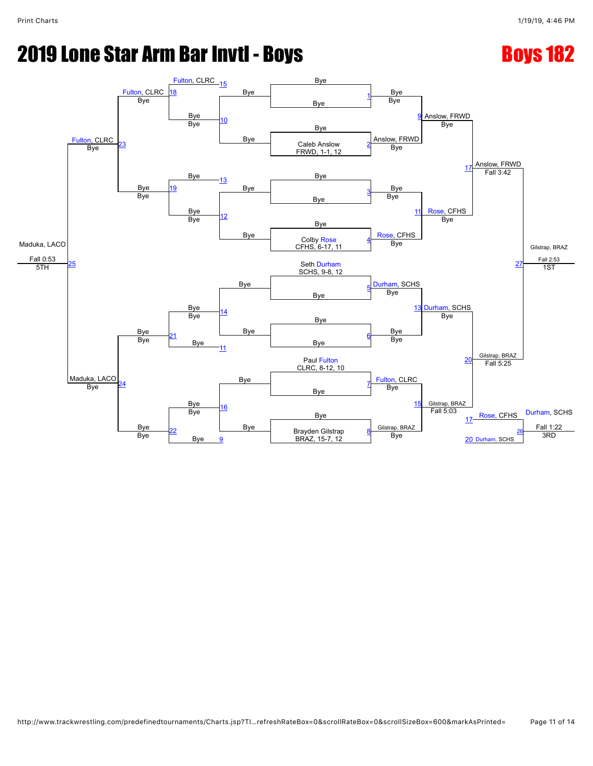# 2019 Lone Star Arm Bar Invtl - Boys

## Boys 182

### Championship Bracket

**Seeds:**
- Caleb Anslow, FRWD, 1-1, 12
- Colby Rose, CFHS, 6-17, 11
- Seth Durham, SCHS, 9-8, 12
- Paul Fulton, CLRC, 8-12, 10
- Brayden Gilstrap, BRAZ, 15-7, 12

**First Round:**
- Match 1: Bye vs Bye — Bye
- Match 2: Bye vs Caleb Anslow, FRWD — Anslow, FRWD (Bye)
- Match 3: Bye vs Bye — Bye
- Match 4: Bye vs Colby Rose, CFHS — Rose, CFHS (Bye)
- Match 5: Seth Durham, SCHS vs Bye — Durham, SCHS (Bye)
- Match 6: Bye vs Bye — Bye
- Match 7: Paul Fulton, CLRC vs Bye — Fulton, CLRC (Bye)
- Match 8: Bye vs Brayden Gilstrap, BRAZ — Gilstrap, BRAZ (Bye)

**Quarterfinals:**
- Match 9: Anslow, FRWD (Bye)
- Match 11: Rose, CFHS (Bye)
- Match 13: Durham, SCHS (Bye)
- Match 15: Gilstrap, BRAZ (Fall 5:03)

**Semifinals:**
- Match 17: Anslow, FRWD (Fall 3:42)
- Match 20: Gilstrap, BRAZ (Fall 5:25)

**Final (Match 27):** Gilstrap, BRAZ — Fall 2:53 — 1ST

**3rd Place (Match 26):** Rose, CFHS vs Durham, SCHS — Durham, SCHS — Fall 1:22 — 3RD

### Consolation Bracket

- Match 10: Bye vs Bye — Bye
- Match 12: Bye vs Bye — Bye
- Match 14: Bye vs Bye — Bye
- Match 16: Bye vs Bye — Bye
- Match 15 (loser): Fulton, CLRC
- Match 18: Fulton, CLRC (Bye)
- Match 13 (loser): Bye
- Match 19: Bye (Bye)
- Match 11 (loser): Bye
- Match 21: Bye (Bye)
- Match 9 (loser): Bye
- Match 22: Bye (Bye)
- Match 23: Fulton, CLRC (Bye)
- Match 24: Maduka, LACO (Bye)

**5th Place (Match 25):** Maduka, LACO — Fall 0:53 — 5TH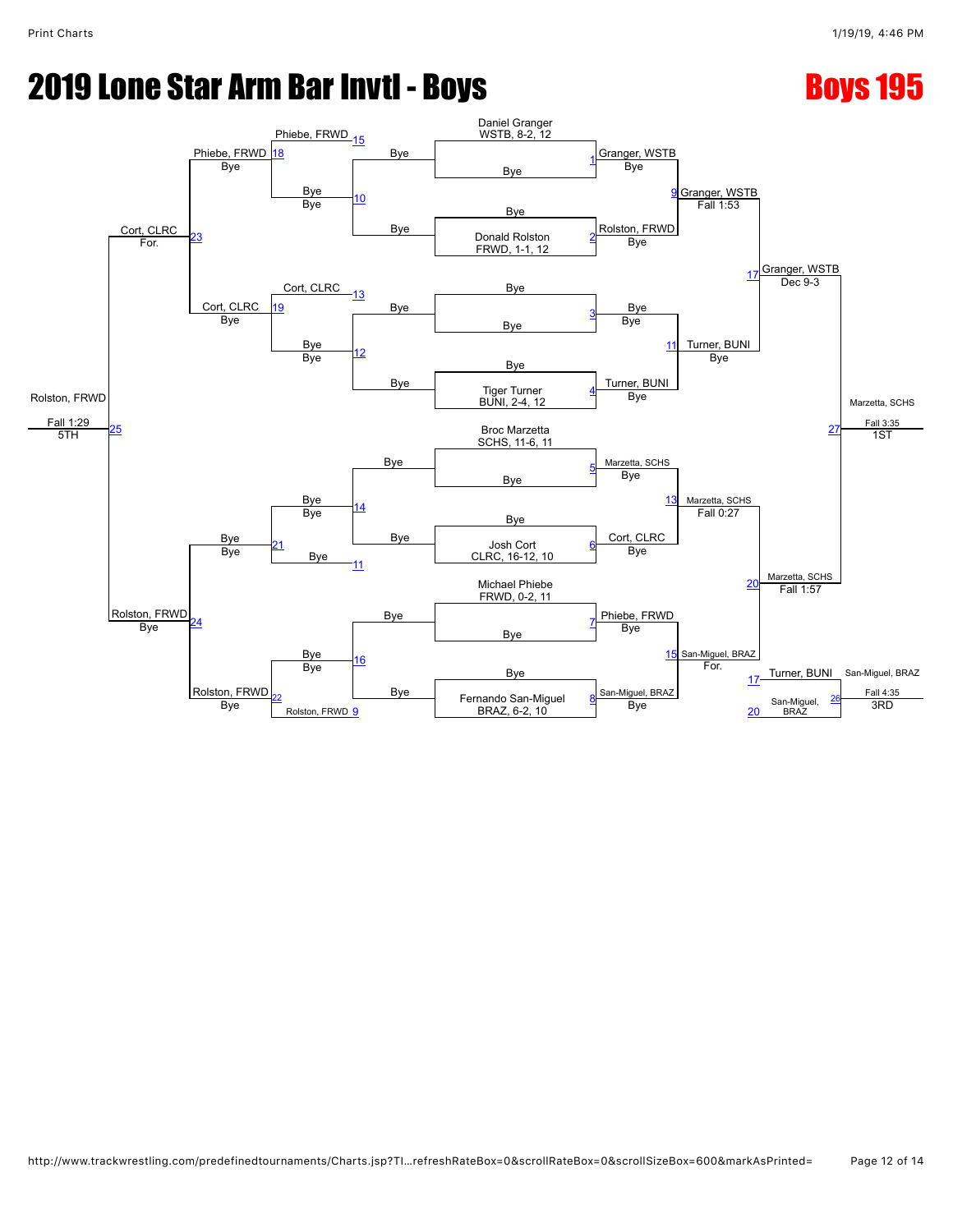# 2019 Lone Star Arm Bar Invtl - Boys

## Boys 195

### Championship Bracket

**Seeded wrestlers:**
- Daniel Granger, WSTB, 8-2, 12
- Donald Rolston, FRWD, 1-1, 12
- Tiger Turner, BUNI, 2-4, 12
- Broc Marzetta, SCHS, 11-6, 11
- Josh Cort, CLRC, 16-12, 10
- Michael Phiebe, FRWD, 0-2, 11
- Fernando San-Miguel, BRAZ, 6-2, 10

**First round:**
- Match 1: Granger, WSTB over Bye
- Match 2: Rolston, FRWD over Bye
- Match 3: Bye / Bye
- Match 4: Turner, BUNI over Bye
- Match 5: Marzetta, SCHS over Bye
- Match 6: Cort, CLRC over Bye
- Match 7: Phiebe, FRWD over Bye
- Match 8: San-Miguel, BRAZ over Bye

**Quarterfinals:**
- Match 9: Granger, WSTB — Fall 1:53
- Match 11: Turner, BUNI — Bye
- Match 13: Marzetta, SCHS — Fall 0:27
- Match 15: San-Miguel, BRAZ — For.

**Semifinals:**
- Match 17: Granger, WSTB — Dec 9-3
- Match 20: Marzetta, SCHS — Fall 1:57

**Final:**
- Match 27: Marzetta, SCHS — Fall 3:35 — 1ST

**3rd Place:**
- Match 26: Turner, BUNI (L17) vs San-Miguel, BRAZ (L20) — San-Miguel, BRAZ — Fall 4:35 — 3RD

### Consolation Bracket

- Match 10: Bye / Bye
- Match 12: Bye / Bye
- Match 14: Bye / Bye
- Match 16: Bye / Bye
- Match 18: Phiebe, FRWD (L15) — Bye
- Match 19: Cort, CLRC (L13) — Bye
- Match 21: Bye (L11) — Bye
- Match 22: Rolston, FRWD (L9) — Bye
- Match 23: Cort, CLRC — For.
- Match 24: Rolston, FRWD — Bye
- Match 25: Rolston, FRWD — Fall 1:29 — 5TH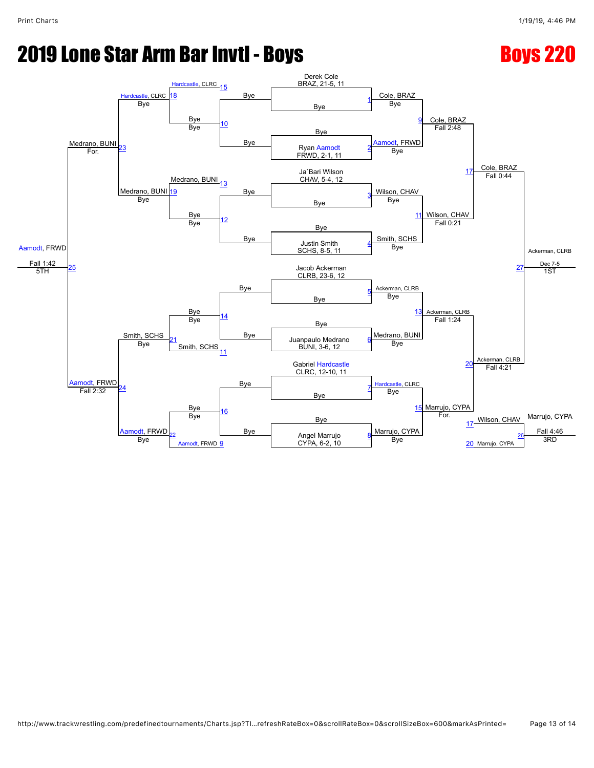# 2019 Lone Star Arm Bar Invtl - Boys

## Boys 220

### Championship Bracket

**Seeds / First Round**

| Bout | Wrestler 1 | Wrestler 2 | Winner |
|---|---|---|---|
| 1 | Derek Cole, BRAZ, 21-5, 11 | Bye | Cole, BRAZ — Bye |
| 2 | Bye | Ryan Aamodt, FRWD, 2-1, 11 | Aamodt, FRWD — Bye |
| 3 | Ja`Bari Wilson, CHAV, 5-4, 12 | Bye | Wilson, CHAV — Bye |
| 4 | Bye | Justin Smith, SCHS, 8-5, 11 | Smith, SCHS — Bye |
| 5 | Jacob Ackerman, CLRB, 23-6, 12 | Bye | Ackerman, CLRB — Bye |
| 6 | Bye | Juanpaulo Medrano, BUNI, 3-6, 12 | Medrano, BUNI — Bye |
| 7 | Gabriel Hardcastle, CLRC, 12-10, 11 | Bye | Hardcastle, CLRC — Bye |
| 8 | Bye | Angel Marrujo, CYPA, 6-2, 10 | Marrujo, CYPA — Bye |

**Quarterfinals**

| Bout | Winner |
|---|---|
| 9 | Cole, BRAZ — Fall 2:48 |
| 11 | Wilson, CHAV — Fall 0:21 |
| 13 | Ackerman, CLRB — Fall 1:24 |
| 15 | Marrujo, CYPA — For. |

**Semifinals**

| Bout | Winner |
|---|---|
| 17 | Cole, BRAZ — Fall 0:44 |
| 20 | Ackerman, CLRB — Fall 4:21 |

**Final**

| Bout | Winner |
|---|---|
| 27 | Ackerman, CLRB — Dec 7-5 — 1ST |

### 3rd Place

| Bout | Wrestlers | Winner |
|---|---|---|
| 26 | Wilson, CHAV (L17) vs. Marrujo, CYPA (L20) | Marrujo, CYPA — Fall 4:46 — 3RD |

### Consolation Bracket

| Bout | Wrestlers | Winner |
|---|---|---|
| 10 | Bye vs. Bye | Bye |
| 12 | Bye vs. Bye | Bye |
| 14 | Bye vs. Bye | Bye |
| 16 | Bye vs. Bye | Bye |
| 18 | Hardcastle, CLRC (L15) vs. Bye | Hardcastle, CLRC — Bye |
| 19 | Medrano, BUNI (L13) vs. Bye | Medrano, BUNI — Bye |
| 21 | Bye vs. Smith, SCHS (L11) | Smith, SCHS — Bye |
| 22 | Bye vs. Aamodt, FRWD (L9) | Aamodt, FRWD — Bye |
| 23 | Hardcastle, CLRC vs. Medrano, BUNI | Medrano, BUNI — For. |
| 24 | Smith, SCHS vs. Aamodt, FRWD | Aamodt, FRWD — Fall 2:32 |
| 25 | Medrano, BUNI vs. Aamodt, FRWD | Aamodt, FRWD — Fall 1:42 — 5TH |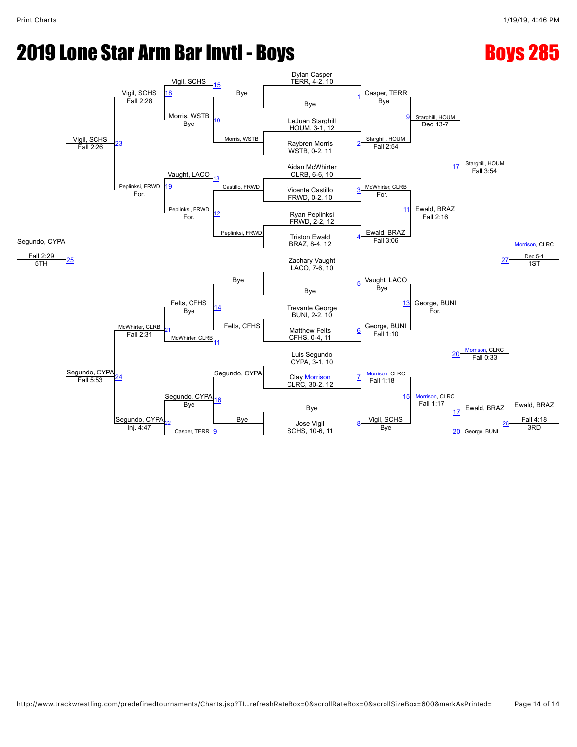# 2019 Lone Star Arm Bar Invtl - Boys

# Boys 285

Dylan Casper
TERR, 4-2, 10

Bye

Casper, TERR
Bye

LeJuan Starghill
HOUM, 3-1, 12

Raybren Morris
WSTB, 0-2, 11

Starghill, HOUM
Fall 2:54

Starghill, HOUM
Dec 13-7

Aidan McWhirter
CLRB, 6-6, 10

Vicente Castillo
FRWD, 0-2, 10

McWhirter, CLRB
For.

Ryan Peplinksi
FRWD, 2-2, 12

Triston Ewald
BRAZ, 8-4, 12

Ewald, BRAZ
Fall 3:06

Ewald, BRAZ
Fall 2:16

Starghill, HOUM
Fall 3:54

Morrison, CLRC
Dec 5-1
1ST

Zachary Vaught
LACO, 7-6, 10

Bye

Vaught, LACO
Bye

Trevante George
BUNI, 2-2, 10

Matthew Felts
CFHS, 0-4, 11

George, BUNI
Fall 1:10

George, BUNI
For.

Luis Segundo
CYPA, 3-1, 10

Clay Morrison
CLRC, 30-2, 12

Morrison, CLRC
Fall 1:18

Bye

Jose Vigil
SCHS, 10-6, 11

Vigil, SCHS
Bye

Morrison, CLRC
Fall 1:17

Morrison, CLRC
Fall 0:33

Ewald, BRAZ
George, BUNI

Ewald, BRAZ
Fall 4:18
3RD

Vigil, SCHS
Bye
Morris, WSTB

Morris, WSTB
Bye

Vigil, SCHS
Fall 2:28

Vaught, LACO
Castillo, FRWD

Peplinksi, FRWD
Peplinksi, FRWD
For.

Peplinksi, FRWD
For.

Vigil, SCHS
Fall 2:26

Segundo, CYPA
Fall 2:29
5TH

Bye
Felts, CFHS

Felts, CFHS
Bye

McWhirter, CLRB

McWhirter, CLRB
Fall 2:31

Segundo, CYPA
Bye

Segundo, CYPA
Bye

Casper, TERR

Segundo, CYPA
Inj. 4:47

Segundo, CYPA
Fall 5:53